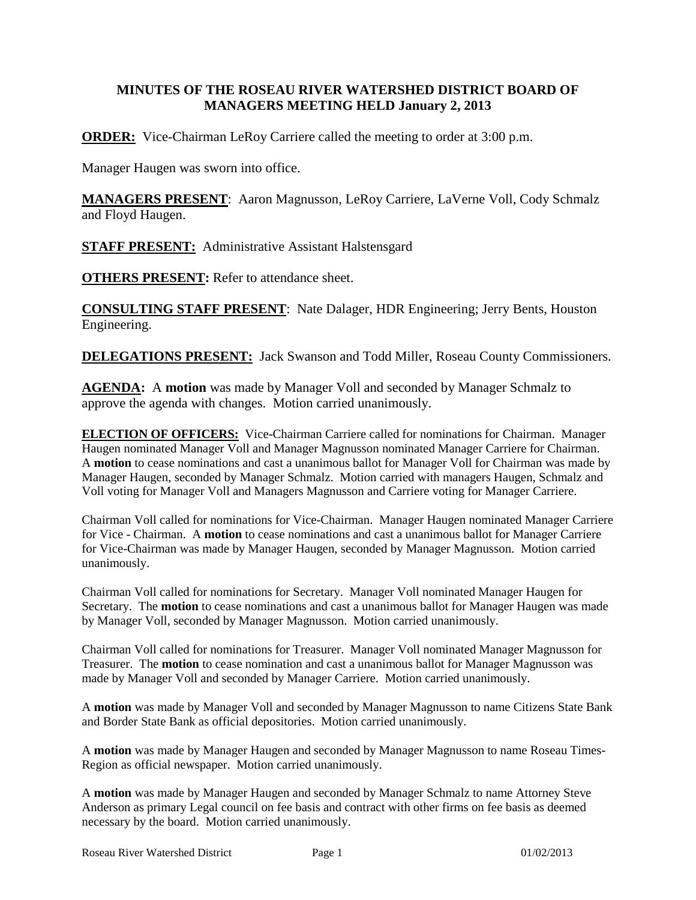# MINUTES OF THE ROSEAU RIVER WATERSHED DISTRICT BOARD OF MANAGERS MEETING HELD January 2, 2013

**ORDER:** Vice-Chairman LeRoy Carriere called the meeting to order at 3:00 p.m.

Manager Haugen was sworn into office.

**MANAGERS PRESENT**: Aaron Magnusson, LeRoy Carriere, LaVerne Voll, Cody Schmalz and Floyd Haugen.

**STAFF PRESENT:** Administrative Assistant Halstensgard

**OTHERS PRESENT:** Refer to attendance sheet.

**CONSULTING STAFF PRESENT**: Nate Dalager, HDR Engineering; Jerry Bents, Houston Engineering.

**DELEGATIONS PRESENT:** Jack Swanson and Todd Miller, Roseau County Commissioners.

**AGENDA:** A **motion** was made by Manager Voll and seconded by Manager Schmalz to approve the agenda with changes. Motion carried unanimously.

**ELECTION OF OFFICERS:** Vice-Chairman Carriere called for nominations for Chairman. Manager Haugen nominated Manager Voll and Manager Magnusson nominated Manager Carriere for Chairman. A **motion** to cease nominations and cast a unanimous ballot for Manager Voll for Chairman was made by Manager Haugen, seconded by Manager Schmalz. Motion carried with managers Haugen, Schmalz and Voll voting for Manager Voll and Managers Magnusson and Carriere voting for Manager Carriere.

Chairman Voll called for nominations for Vice-Chairman. Manager Haugen nominated Manager Carriere for Vice - Chairman. A **motion** to cease nominations and cast a unanimous ballot for Manager Carriere for Vice-Chairman was made by Manager Haugen, seconded by Manager Magnusson. Motion carried unanimously.

Chairman Voll called for nominations for Secretary. Manager Voll nominated Manager Haugen for Secretary. The **motion** to cease nominations and cast a unanimous ballot for Manager Haugen was made by Manager Voll, seconded by Manager Magnusson. Motion carried unanimously.

Chairman Voll called for nominations for Treasurer. Manager Voll nominated Manager Magnusson for Treasurer. The **motion** to cease nomination and cast a unanimous ballot for Manager Magnusson was made by Manager Voll and seconded by Manager Carriere. Motion carried unanimously.

A **motion** was made by Manager Voll and seconded by Manager Magnusson to name Citizens State Bank and Border State Bank as official depositories. Motion carried unanimously.

A **motion** was made by Manager Haugen and seconded by Manager Magnusson to name Roseau Times-Region as official newspaper. Motion carried unanimously.

A **motion** was made by Manager Haugen and seconded by Manager Schmalz to name Attorney Steve Anderson as primary Legal council on fee basis and contract with other firms on fee basis as deemed necessary by the board. Motion carried unanimously.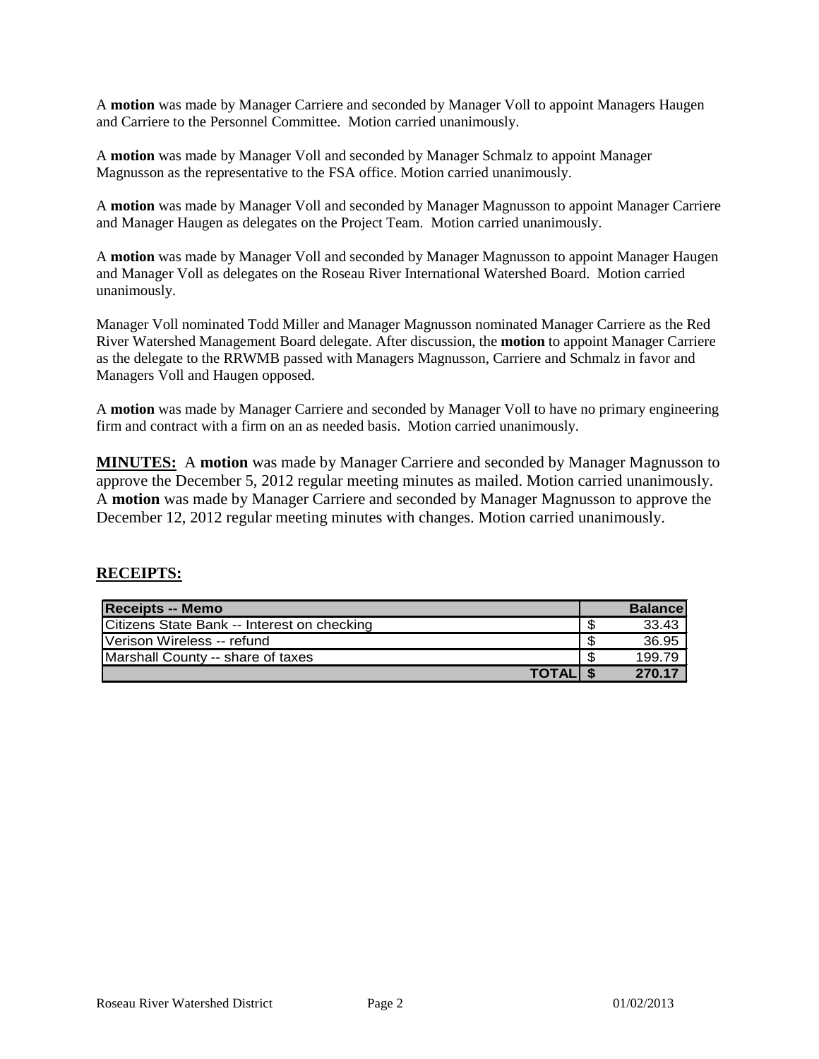A **motion** was made by Manager Carriere and seconded by Manager Voll to appoint Managers Haugen and Carriere to the Personnel Committee. Motion carried unanimously.

A **motion** was made by Manager Voll and seconded by Manager Schmalz to appoint Manager Magnusson as the representative to the FSA office. Motion carried unanimously.

A **motion** was made by Manager Voll and seconded by Manager Magnusson to appoint Manager Carriere and Manager Haugen as delegates on the Project Team. Motion carried unanimously.

A **motion** was made by Manager Voll and seconded by Manager Magnusson to appoint Manager Haugen and Manager Voll as delegates on the Roseau River International Watershed Board. Motion carried unanimously.

Manager Voll nominated Todd Miller and Manager Magnusson nominated Manager Carriere as the Red River Watershed Management Board delegate. After discussion, the **motion** to appoint Manager Carriere as the delegate to the RRWMB passed with Managers Magnusson, Carriere and Schmalz in favor and Managers Voll and Haugen opposed.

A **motion** was made by Manager Carriere and seconded by Manager Voll to have no primary engineering firm and contract with a firm on an as needed basis. Motion carried unanimously.

**MINUTES:** A **motion** was made by Manager Carriere and seconded by Manager Magnusson to approve the December 5, 2012 regular meeting minutes as mailed. Motion carried unanimously. A **motion** was made by Manager Carriere and seconded by Manager Magnusson to approve the December 12, 2012 regular meeting minutes with changes. Motion carried unanimously.

**RECEIPTS:**

| Receipts -- Memo | Balance |
|---|---|
| Citizens State Bank -- Interest on checking | $ 33.43 |
| Verison Wireless -- refund | $ 36.95 |
| Marshall County -- share of taxes | $ 199.79 |
| **TOTAL** | **$ 270.17** |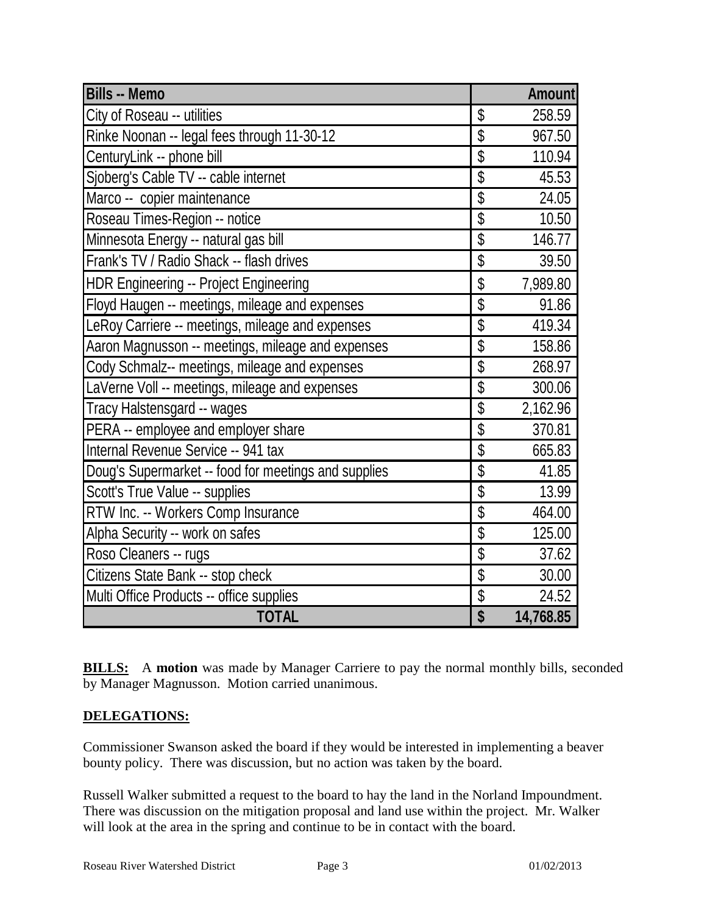| Bills -- Memo | Amount |
|---|---|
| City of Roseau -- utilities | $ 258.59 |
| Rinke Noonan -- legal fees through 11-30-12 | $ 967.50 |
| CenturyLink -- phone bill | $ 110.94 |
| Sjoberg's Cable TV -- cable internet | $ 45.53 |
| Marco -- copier maintenance | $ 24.05 |
| Roseau Times-Region -- notice | $ 10.50 |
| Minnesota Energy -- natural gas bill | $ 146.77 |
| Frank's TV / Radio Shack -- flash drives | $ 39.50 |
| HDR Engineering -- Project Engineering | $ 7,989.80 |
| Floyd Haugen -- meetings, mileage and expenses | $ 91.86 |
| LeRoy Carriere -- meetings, mileage and expenses | $ 419.34 |
| Aaron Magnusson -- meetings, mileage and expenses | $ 158.86 |
| Cody Schmalz-- meetings, mileage and expenses | $ 268.97 |
| LaVerne Voll -- meetings, mileage and expenses | $ 300.06 |
| Tracy Halstensgard -- wages | $ 2,162.96 |
| PERA -- employee and employer share | $ 370.81 |
| Internal Revenue Service -- 941 tax | $ 665.83 |
| Doug's Supermarket -- food for meetings and supplies | $ 41.85 |
| Scott's True Value -- supplies | $ 13.99 |
| RTW Inc. -- Workers Comp Insurance | $ 464.00 |
| Alpha Security -- work on safes | $ 125.00 |
| Roso Cleaners -- rugs | $ 37.62 |
| Citizens State Bank -- stop check | $ 30.00 |
| Multi Office Products -- office supplies | $ 24.52 |
| **TOTAL** | **$ 14,768.85** |

**BILLS:** A **motion** was made by Manager Carriere to pay the normal monthly bills, seconded by Manager Magnusson. Motion carried unanimous.

**DELEGATIONS:**

Commissioner Swanson asked the board if they would be interested in implementing a beaver bounty policy. There was discussion, but no action was taken by the board.

Russell Walker submitted a request to the board to hay the land in the Norland Impoundment. There was discussion on the mitigation proposal and land use within the project. Mr. Walker will look at the area in the spring and continue to be in contact with the board.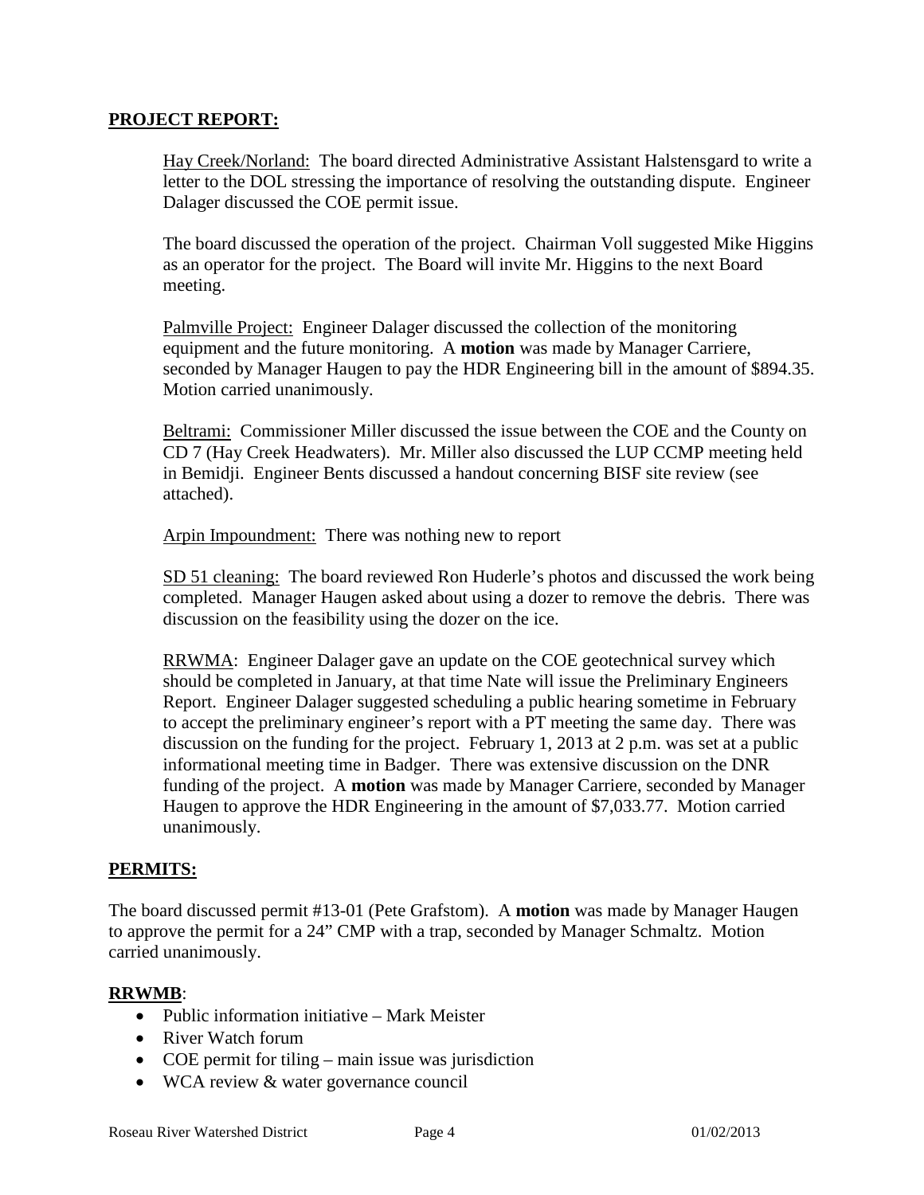## **PROJECT REPORT:**

Hay Creek/Norland: The board directed Administrative Assistant Halstensgard to write a letter to the DOL stressing the importance of resolving the outstanding dispute. Engineer Dalager discussed the COE permit issue.

The board discussed the operation of the project. Chairman Voll suggested Mike Higgins as an operator for the project. The Board will invite Mr. Higgins to the next Board meeting.

Palmville Project: Engineer Dalager discussed the collection of the monitoring equipment and the future monitoring. A **motion** was made by Manager Carriere, seconded by Manager Haugen to pay the HDR Engineering bill in the amount of $894.35. Motion carried unanimously.

Beltrami: Commissioner Miller discussed the issue between the COE and the County on CD 7 (Hay Creek Headwaters). Mr. Miller also discussed the LUP CCMP meeting held in Bemidji. Engineer Bents discussed a handout concerning BISF site review (see attached).

Arpin Impoundment: There was nothing new to report

SD 51 cleaning: The board reviewed Ron Huderle's photos and discussed the work being completed. Manager Haugen asked about using a dozer to remove the debris. There was discussion on the feasibility using the dozer on the ice.

RRWMA: Engineer Dalager gave an update on the COE geotechnical survey which should be completed in January, at that time Nate will issue the Preliminary Engineers Report. Engineer Dalager suggested scheduling a public hearing sometime in February to accept the preliminary engineer's report with a PT meeting the same day. There was discussion on the funding for the project. February 1, 2013 at 2 p.m. was set at a public informational meeting time in Badger. There was extensive discussion on the DNR funding of the project. A **motion** was made by Manager Carriere, seconded by Manager Haugen to approve the HDR Engineering in the amount of $7,033.77. Motion carried unanimously.

## **PERMITS:**

The board discussed permit #13-01 (Pete Grafstom). A **motion** was made by Manager Haugen to approve the permit for a 24" CMP with a trap, seconded by Manager Schmaltz. Motion carried unanimously.

## **RRWMB**:

- Public information initiative – Mark Meister
- River Watch forum
- COE permit for tiling – main issue was jurisdiction
- WCA review & water governance council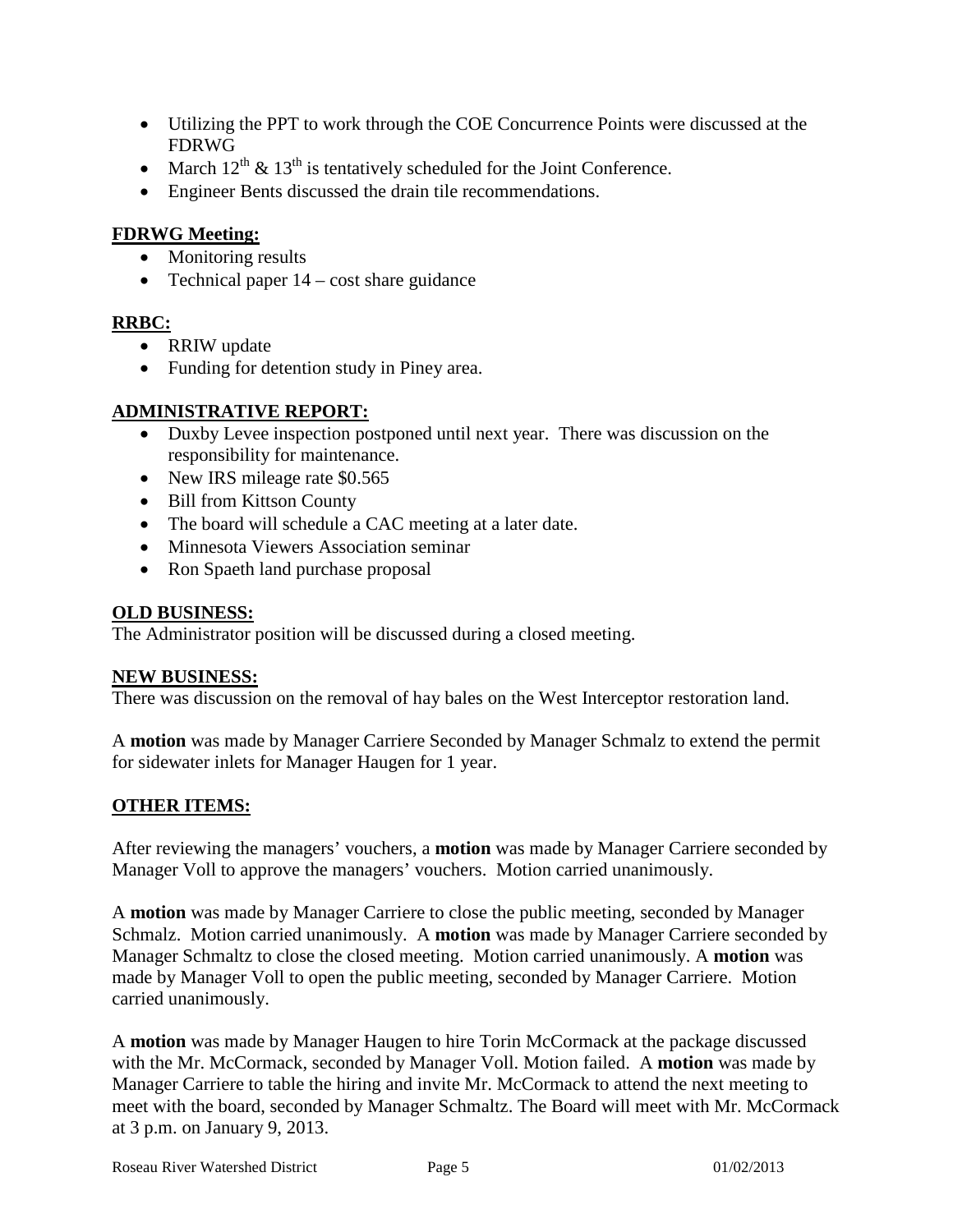- Utilizing the PPT to work through the COE Concurrence Points were discussed at the FDRWG
- March 12th & 13th is tentatively scheduled for the Joint Conference.
- Engineer Bents discussed the drain tile recommendations.

**FDRWG Meeting:**

- Monitoring results
- Technical paper 14 – cost share guidance

**RRBC:**

- RRIW update
- Funding for detention study in Piney area.

**ADMINISTRATIVE REPORT:**

- Duxby Levee inspection postponed until next year. There was discussion on the responsibility for maintenance.
- New IRS mileage rate $0.565
- Bill from Kittson County
- The board will schedule a CAC meeting at a later date.
- Minnesota Viewers Association seminar
- Ron Spaeth land purchase proposal

**OLD BUSINESS:**

The Administrator position will be discussed during a closed meeting.

**NEW BUSINESS:**

There was discussion on the removal of hay bales on the West Interceptor restoration land.

A **motion** was made by Manager Carriere Seconded by Manager Schmalz to extend the permit for sidewater inlets for Manager Haugen for 1 year.

**OTHER ITEMS:**

After reviewing the managers' vouchers, a **motion** was made by Manager Carriere seconded by Manager Voll to approve the managers' vouchers. Motion carried unanimously.

A **motion** was made by Manager Carriere to close the public meeting, seconded by Manager Schmalz. Motion carried unanimously. A **motion** was made by Manager Carriere seconded by Manager Schmaltz to close the closed meeting. Motion carried unanimously. A **motion** was made by Manager Voll to open the public meeting, seconded by Manager Carriere. Motion carried unanimously.

A **motion** was made by Manager Haugen to hire Torin McCormack at the package discussed with the Mr. McCormack, seconded by Manager Voll. Motion failed. A **motion** was made by Manager Carriere to table the hiring and invite Mr. McCormack to attend the next meeting to meet with the board, seconded by Manager Schmaltz. The Board will meet with Mr. McCormack at 3 p.m. on January 9, 2013.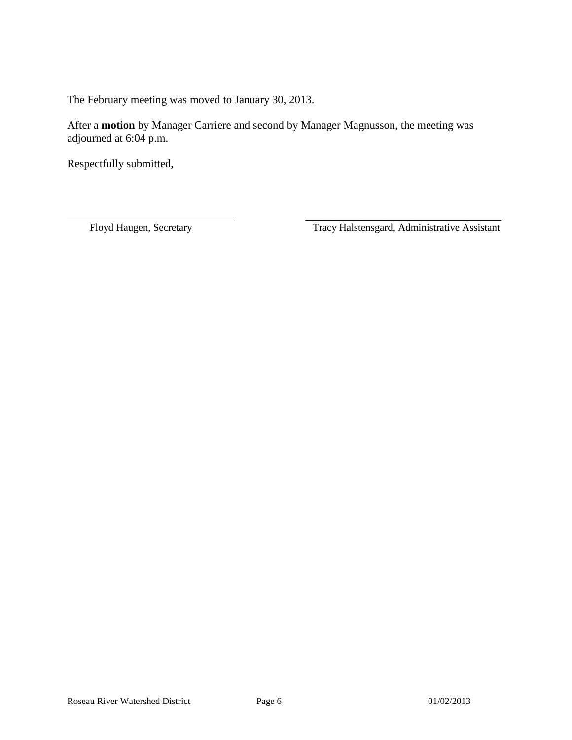The February meeting was moved to January 30, 2013.

After a **motion** by Manager Carriere and second by Manager Magnusson, the meeting was adjourned at 6:04 p.m.

Respectfully submitted,

| | |
|---|---|
| Floyd Haugen, Secretary | Tracy Halstensgard, Administrative Assistant |